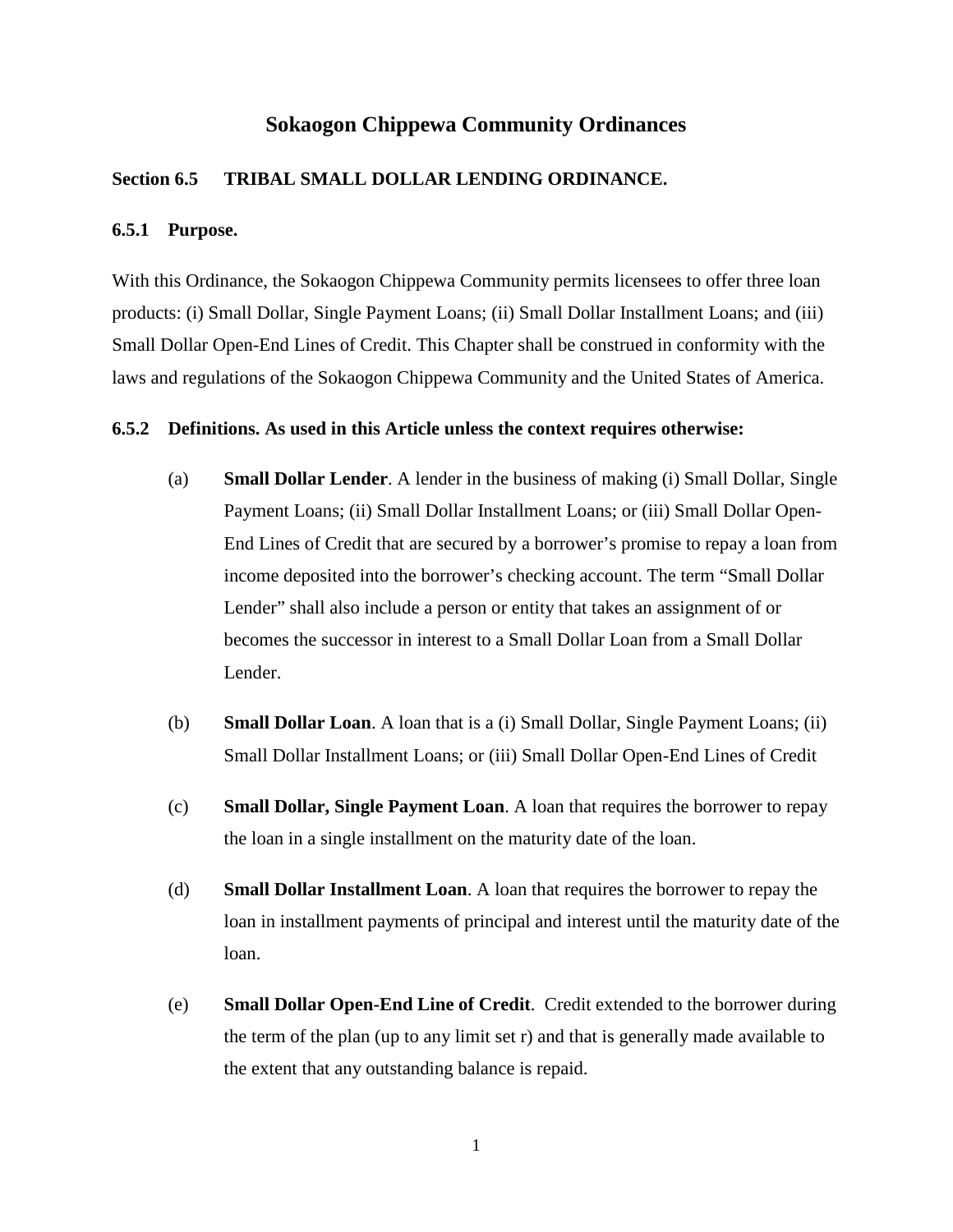# Sokaogon Chippewa Community Ordinances

## Section 6.5 TRIBAL SMALL DOLLAR LENDING ORDINANCE.

### 6.5.1 Purpose.

With this Ordinance, the Sokaogon Chippewa Community permits licensees to offer three loan products: (i) Small Dollar, Single Payment Loans; (ii) Small Dollar Installment Loans; and (iii) Small Dollar Open-End Lines of Credit. This Chapter shall be construed in conformity with the laws and regulations of the Sokaogon Chippewa Community and the United States of America.

### 6.5.2 Definitions. As used in this Article unless the context requires otherwise:

(a) **Small Dollar Lender**. A lender in the business of making (i) Small Dollar, Single Payment Loans; (ii) Small Dollar Installment Loans; or (iii) Small Dollar Open-End Lines of Credit that are secured by a borrower's promise to repay a loan from income deposited into the borrower's checking account. The term "Small Dollar Lender" shall also include a person or entity that takes an assignment of or becomes the successor in interest to a Small Dollar Loan from a Small Dollar Lender.

(b) **Small Dollar Loan**. A loan that is a (i) Small Dollar, Single Payment Loans; (ii) Small Dollar Installment Loans; or (iii) Small Dollar Open-End Lines of Credit

(c) **Small Dollar, Single Payment Loan**. A loan that requires the borrower to repay the loan in a single installment on the maturity date of the loan.

(d) **Small Dollar Installment Loan**. A loan that requires the borrower to repay the loan in installment payments of principal and interest until the maturity date of the loan.

(e) **Small Dollar Open-End Line of Credit**. Credit extended to the borrower during the term of the plan (up to any limit set r) and that is generally made available to the extent that any outstanding balance is repaid.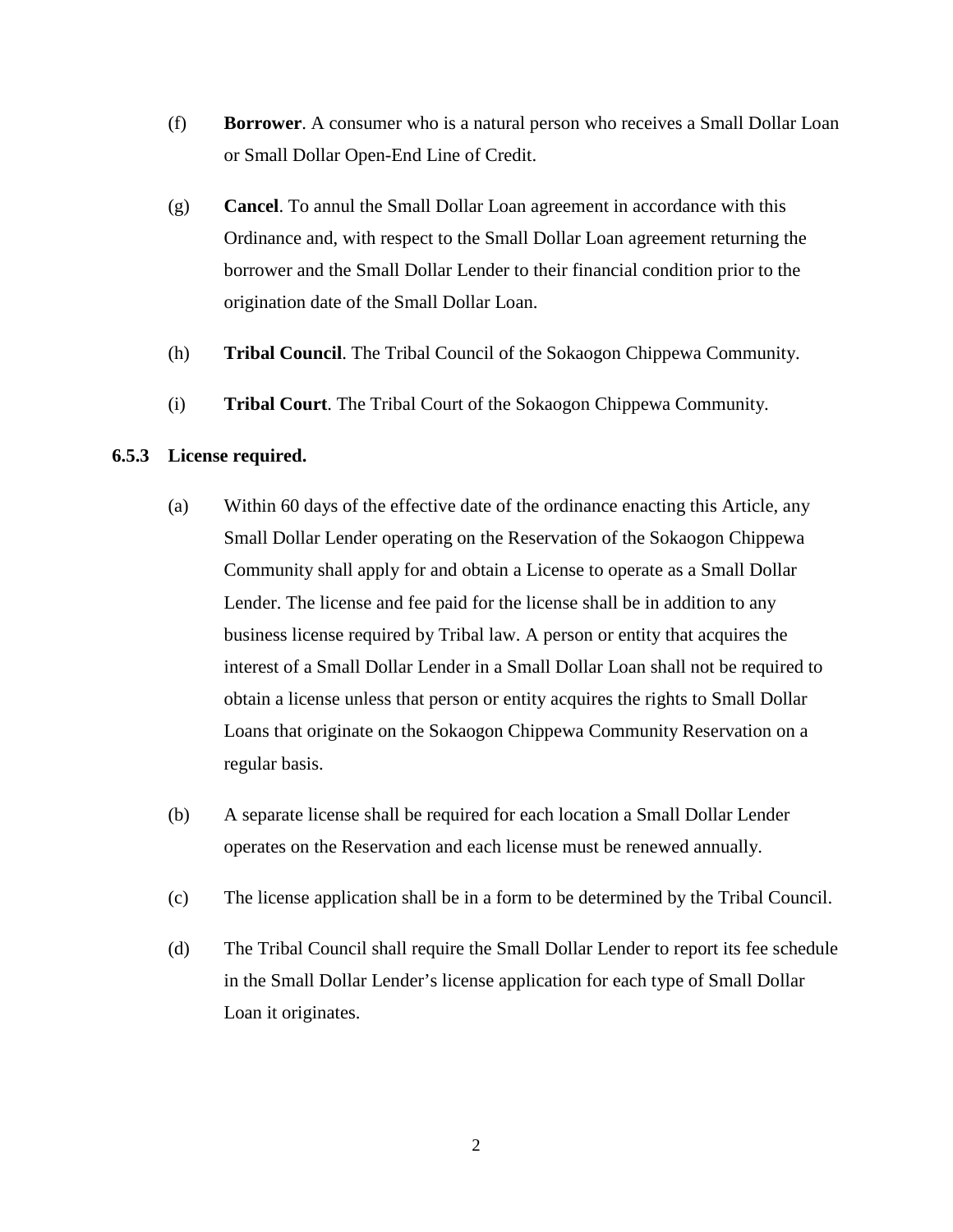(f) **Borrower**. A consumer who is a natural person who receives a Small Dollar Loan or Small Dollar Open-End Line of Credit.

(g) **Cancel**. To annul the Small Dollar Loan agreement in accordance with this Ordinance and, with respect to the Small Dollar Loan agreement returning the borrower and the Small Dollar Lender to their financial condition prior to the origination date of the Small Dollar Loan.

(h) **Tribal Council**. The Tribal Council of the Sokaogon Chippewa Community.

(i) **Tribal Court**. The Tribal Court of the Sokaogon Chippewa Community.

### 6.5.3 License required.

(a) Within 60 days of the effective date of the ordinance enacting this Article, any Small Dollar Lender operating on the Reservation of the Sokaogon Chippewa Community shall apply for and obtain a License to operate as a Small Dollar Lender. The license and fee paid for the license shall be in addition to any business license required by Tribal law. A person or entity that acquires the interest of a Small Dollar Lender in a Small Dollar Loan shall not be required to obtain a license unless that person or entity acquires the rights to Small Dollar Loans that originate on the Sokaogon Chippewa Community Reservation on a regular basis.

(b) A separate license shall be required for each location a Small Dollar Lender operates on the Reservation and each license must be renewed annually.

(c) The license application shall be in a form to be determined by the Tribal Council.

(d) The Tribal Council shall require the Small Dollar Lender to report its fee schedule in the Small Dollar Lender's license application for each type of Small Dollar Loan it originates.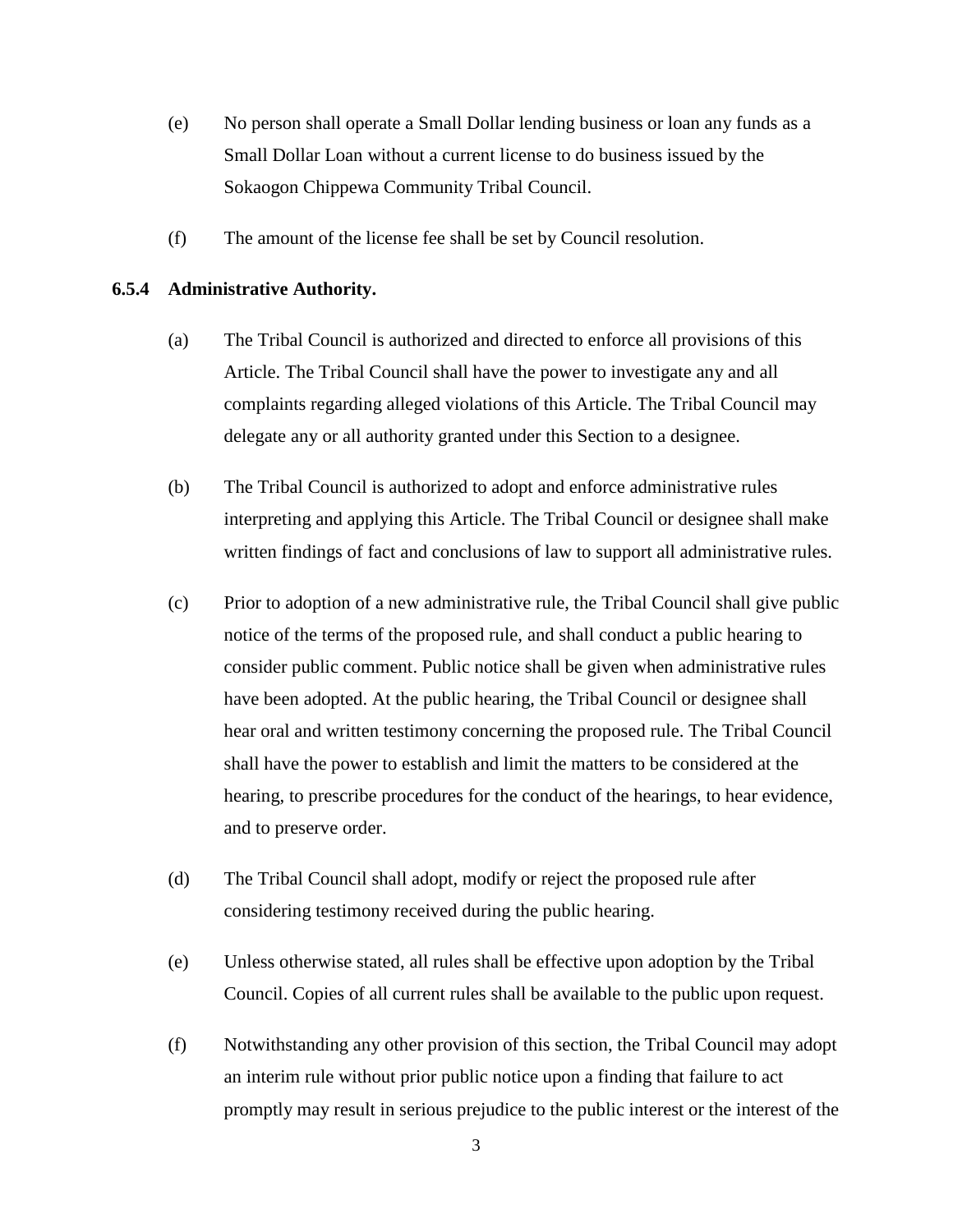(e) No person shall operate a Small Dollar lending business or loan any funds as a Small Dollar Loan without a current license to do business issued by the Sokaogon Chippewa Community Tribal Council.

(f) The amount of the license fee shall be set by Council resolution.

**6.5.4 Administrative Authority.**

(a) The Tribal Council is authorized and directed to enforce all provisions of this Article. The Tribal Council shall have the power to investigate any and all complaints regarding alleged violations of this Article. The Tribal Council may delegate any or all authority granted under this Section to a designee.

(b) The Tribal Council is authorized to adopt and enforce administrative rules interpreting and applying this Article. The Tribal Council or designee shall make written findings of fact and conclusions of law to support all administrative rules.

(c) Prior to adoption of a new administrative rule, the Tribal Council shall give public notice of the terms of the proposed rule, and shall conduct a public hearing to consider public comment. Public notice shall be given when administrative rules have been adopted. At the public hearing, the Tribal Council or designee shall hear oral and written testimony concerning the proposed rule. The Tribal Council shall have the power to establish and limit the matters to be considered at the hearing, to prescribe procedures for the conduct of the hearings, to hear evidence, and to preserve order.

(d) The Tribal Council shall adopt, modify or reject the proposed rule after considering testimony received during the public hearing.

(e) Unless otherwise stated, all rules shall be effective upon adoption by the Tribal Council. Copies of all current rules shall be available to the public upon request.

(f) Notwithstanding any other provision of this section, the Tribal Council may adopt an interim rule without prior public notice upon a finding that failure to act promptly may result in serious prejudice to the public interest or the interest of the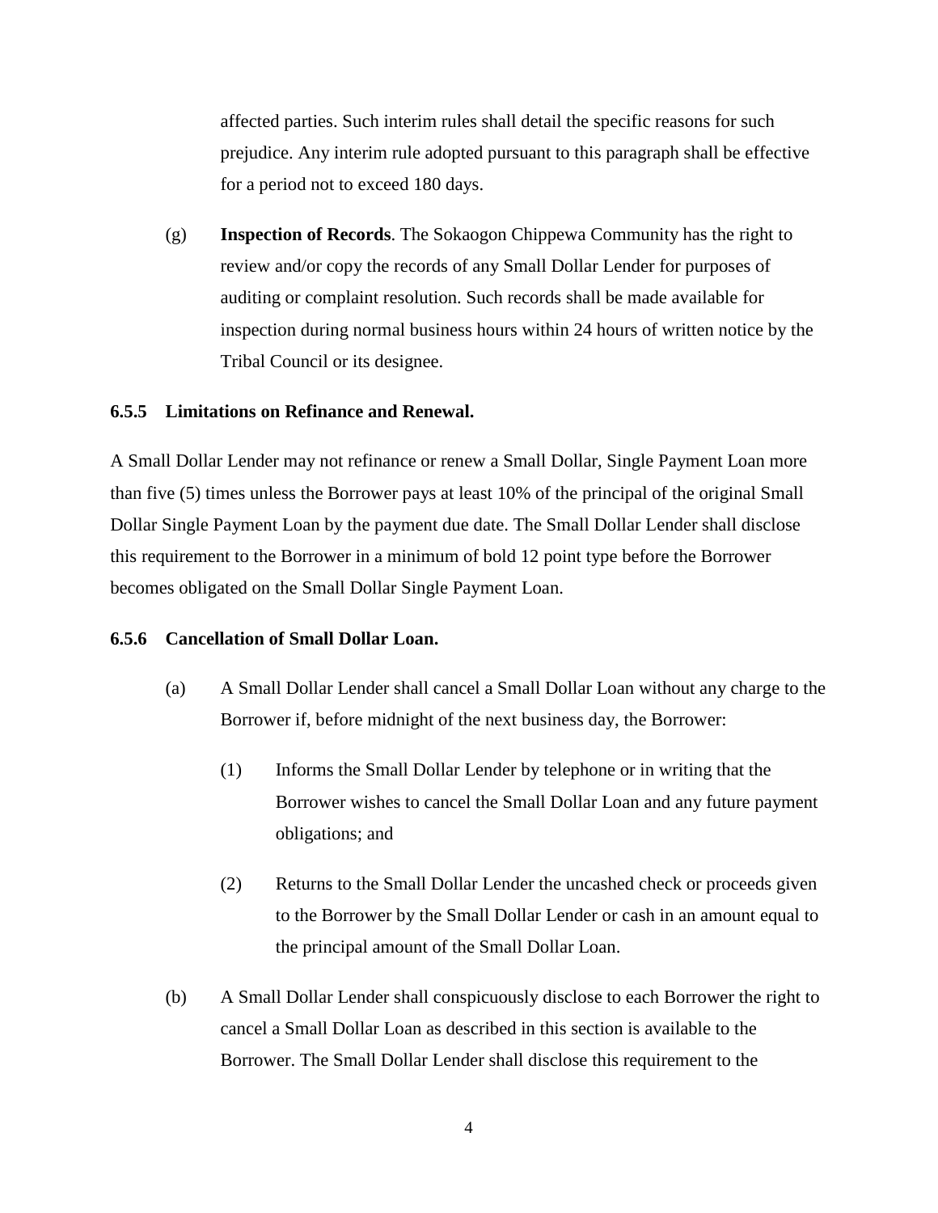affected parties. Such interim rules shall detail the specific reasons for such prejudice. Any interim rule adopted pursuant to this paragraph shall be effective for a period not to exceed 180 days.

(g) **Inspection of Records**. The Sokaogon Chippewa Community has the right to review and/or copy the records of any Small Dollar Lender for purposes of auditing or complaint resolution. Such records shall be made available for inspection during normal business hours within 24 hours of written notice by the Tribal Council or its designee.

**6.5.5 Limitations on Refinance and Renewal.**

A Small Dollar Lender may not refinance or renew a Small Dollar, Single Payment Loan more than five (5) times unless the Borrower pays at least 10% of the principal of the original Small Dollar Single Payment Loan by the payment due date. The Small Dollar Lender shall disclose this requirement to the Borrower in a minimum of bold 12 point type before the Borrower becomes obligated on the Small Dollar Single Payment Loan.

**6.5.6 Cancellation of Small Dollar Loan.**

(a) A Small Dollar Lender shall cancel a Small Dollar Loan without any charge to the Borrower if, before midnight of the next business day, the Borrower:

(1) Informs the Small Dollar Lender by telephone or in writing that the Borrower wishes to cancel the Small Dollar Loan and any future payment obligations; and

(2) Returns to the Small Dollar Lender the uncashed check or proceeds given to the Borrower by the Small Dollar Lender or cash in an amount equal to the principal amount of the Small Dollar Loan.

(b) A Small Dollar Lender shall conspicuously disclose to each Borrower the right to cancel a Small Dollar Loan as described in this section is available to the Borrower. The Small Dollar Lender shall disclose this requirement to the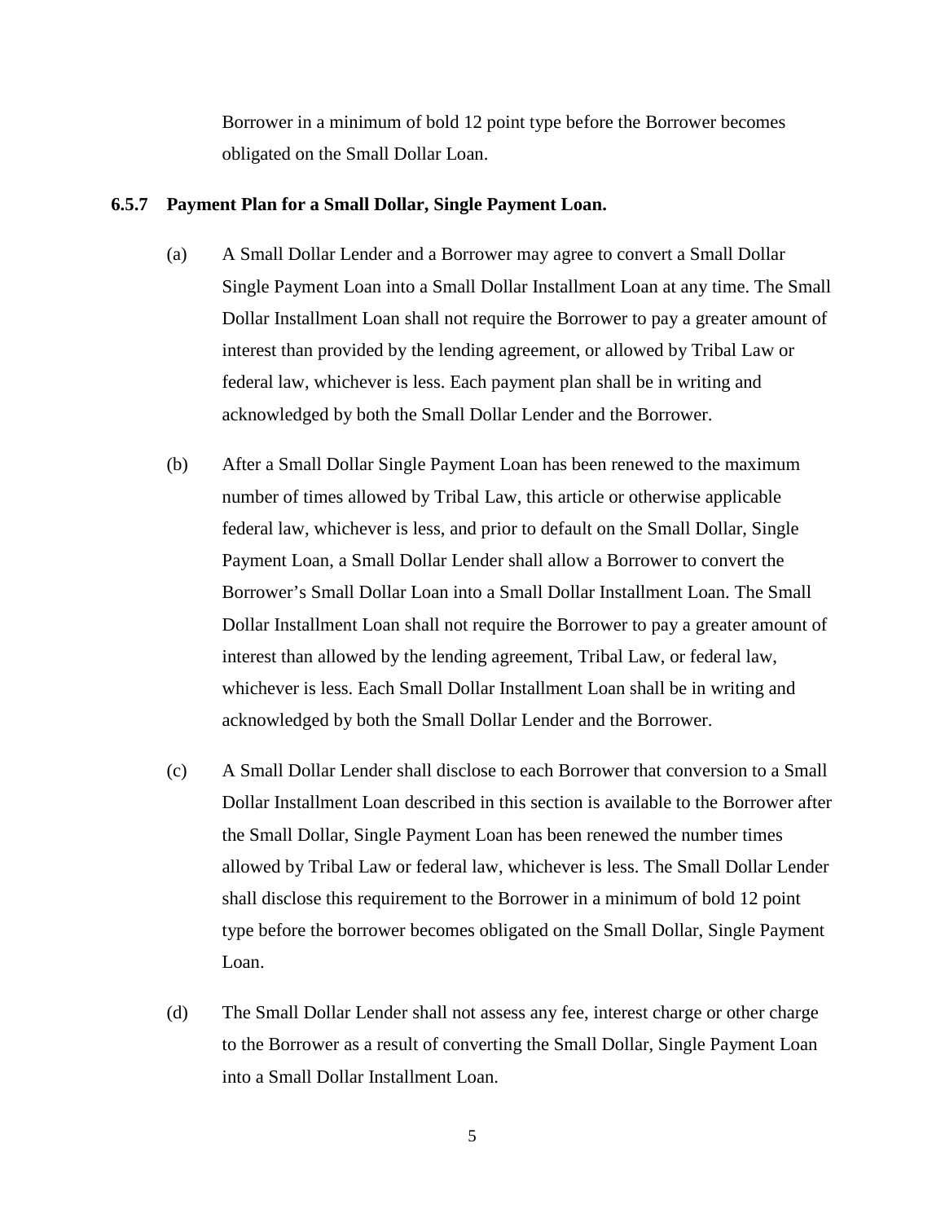Borrower in a minimum of bold 12 point type before the Borrower becomes obligated on the Small Dollar Loan.

### 6.5.7 Payment Plan for a Small Dollar, Single Payment Loan.

(a) A Small Dollar Lender and a Borrower may agree to convert a Small Dollar Single Payment Loan into a Small Dollar Installment Loan at any time. The Small Dollar Installment Loan shall not require the Borrower to pay a greater amount of interest than provided by the lending agreement, or allowed by Tribal Law or federal law, whichever is less. Each payment plan shall be in writing and acknowledged by both the Small Dollar Lender and the Borrower.

(b) After a Small Dollar Single Payment Loan has been renewed to the maximum number of times allowed by Tribal Law, this article or otherwise applicable federal law, whichever is less, and prior to default on the Small Dollar, Single Payment Loan, a Small Dollar Lender shall allow a Borrower to convert the Borrower's Small Dollar Loan into a Small Dollar Installment Loan. The Small Dollar Installment Loan shall not require the Borrower to pay a greater amount of interest than allowed by the lending agreement, Tribal Law, or federal law, whichever is less. Each Small Dollar Installment Loan shall be in writing and acknowledged by both the Small Dollar Lender and the Borrower.

(c) A Small Dollar Lender shall disclose to each Borrower that conversion to a Small Dollar Installment Loan described in this section is available to the Borrower after the Small Dollar, Single Payment Loan has been renewed the number times allowed by Tribal Law or federal law, whichever is less. The Small Dollar Lender shall disclose this requirement to the Borrower in a minimum of bold 12 point type before the borrower becomes obligated on the Small Dollar, Single Payment Loan.

(d) The Small Dollar Lender shall not assess any fee, interest charge or other charge to the Borrower as a result of converting the Small Dollar, Single Payment Loan into a Small Dollar Installment Loan.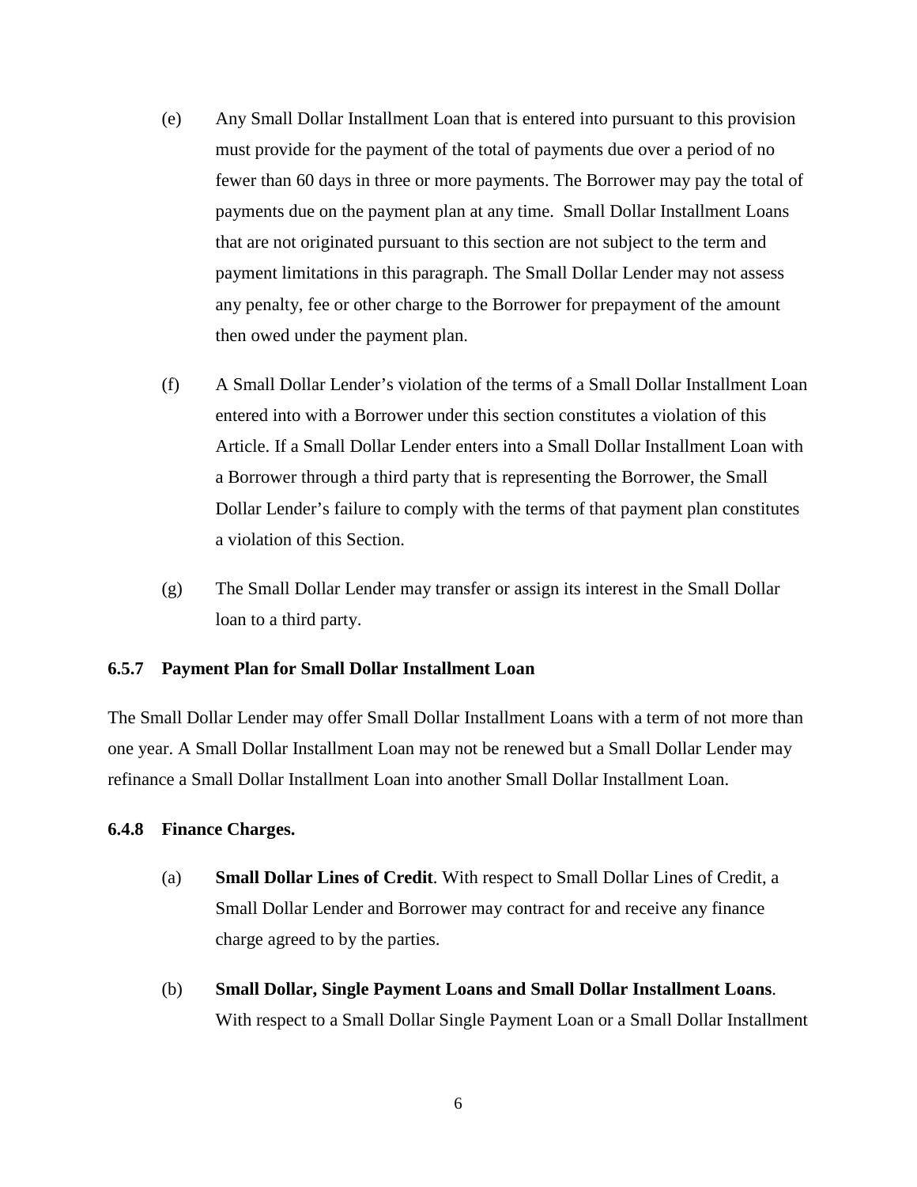(e) Any Small Dollar Installment Loan that is entered into pursuant to this provision must provide for the payment of the total of payments due over a period of no fewer than 60 days in three or more payments. The Borrower may pay the total of payments due on the payment plan at any time. Small Dollar Installment Loans that are not originated pursuant to this section are not subject to the term and payment limitations in this paragraph. The Small Dollar Lender may not assess any penalty, fee or other charge to the Borrower for prepayment of the amount then owed under the payment plan.

(f) A Small Dollar Lender's violation of the terms of a Small Dollar Installment Loan entered into with a Borrower under this section constitutes a violation of this Article. If a Small Dollar Lender enters into a Small Dollar Installment Loan with a Borrower through a third party that is representing the Borrower, the Small Dollar Lender's failure to comply with the terms of that payment plan constitutes a violation of this Section.

(g) The Small Dollar Lender may transfer or assign its interest in the Small Dollar loan to a third party.

### 6.5.7 Payment Plan for Small Dollar Installment Loan

The Small Dollar Lender may offer Small Dollar Installment Loans with a term of not more than one year. A Small Dollar Installment Loan may not be renewed but a Small Dollar Lender may refinance a Small Dollar Installment Loan into another Small Dollar Installment Loan.

### 6.4.8 Finance Charges.

(a) **Small Dollar Lines of Credit**. With respect to Small Dollar Lines of Credit, a Small Dollar Lender and Borrower may contract for and receive any finance charge agreed to by the parties.

(b) **Small Dollar, Single Payment Loans and Small Dollar Installment Loans**. With respect to a Small Dollar Single Payment Loan or a Small Dollar Installment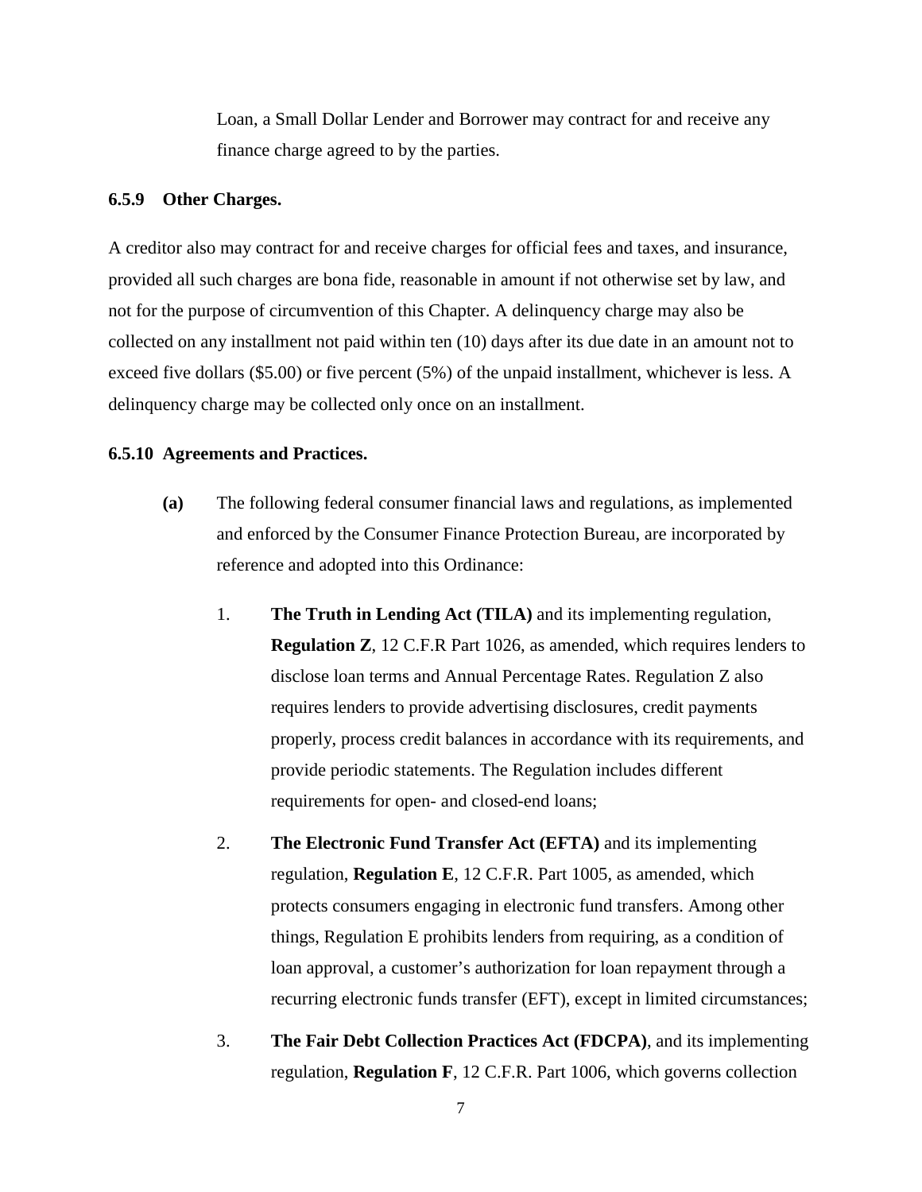Loan, a Small Dollar Lender and Borrower may contract for and receive any finance charge agreed to by the parties.

### 6.5.9 Other Charges.

A creditor also may contract for and receive charges for official fees and taxes, and insurance, provided all such charges are bona fide, reasonable in amount if not otherwise set by law, and not for the purpose of circumvention of this Chapter. A delinquency charge may also be collected on any installment not paid within ten (10) days after its due date in an amount not to exceed five dollars ($5.00) or five percent (5%) of the unpaid installment, whichever is less. A delinquency charge may be collected only once on an installment.

### 6.5.10 Agreements and Practices.

**(a)** The following federal consumer financial laws and regulations, as implemented and enforced by the Consumer Finance Protection Bureau, are incorporated by reference and adopted into this Ordinance:

1. **The Truth in Lending Act (TILA)** and its implementing regulation, **Regulation Z**, 12 C.F.R Part 1026, as amended, which requires lenders to disclose loan terms and Annual Percentage Rates. Regulation Z also requires lenders to provide advertising disclosures, credit payments properly, process credit balances in accordance with its requirements, and provide periodic statements. The Regulation includes different requirements for open- and closed-end loans;

2. **The Electronic Fund Transfer Act (EFTA)** and its implementing regulation, **Regulation E**, 12 C.F.R. Part 1005, as amended, which protects consumers engaging in electronic fund transfers. Among other things, Regulation E prohibits lenders from requiring, as a condition of loan approval, a customer's authorization for loan repayment through a recurring electronic funds transfer (EFT), except in limited circumstances;

3. **The Fair Debt Collection Practices Act (FDCPA)**, and its implementing regulation, **Regulation F**, 12 C.F.R. Part 1006, which governs collection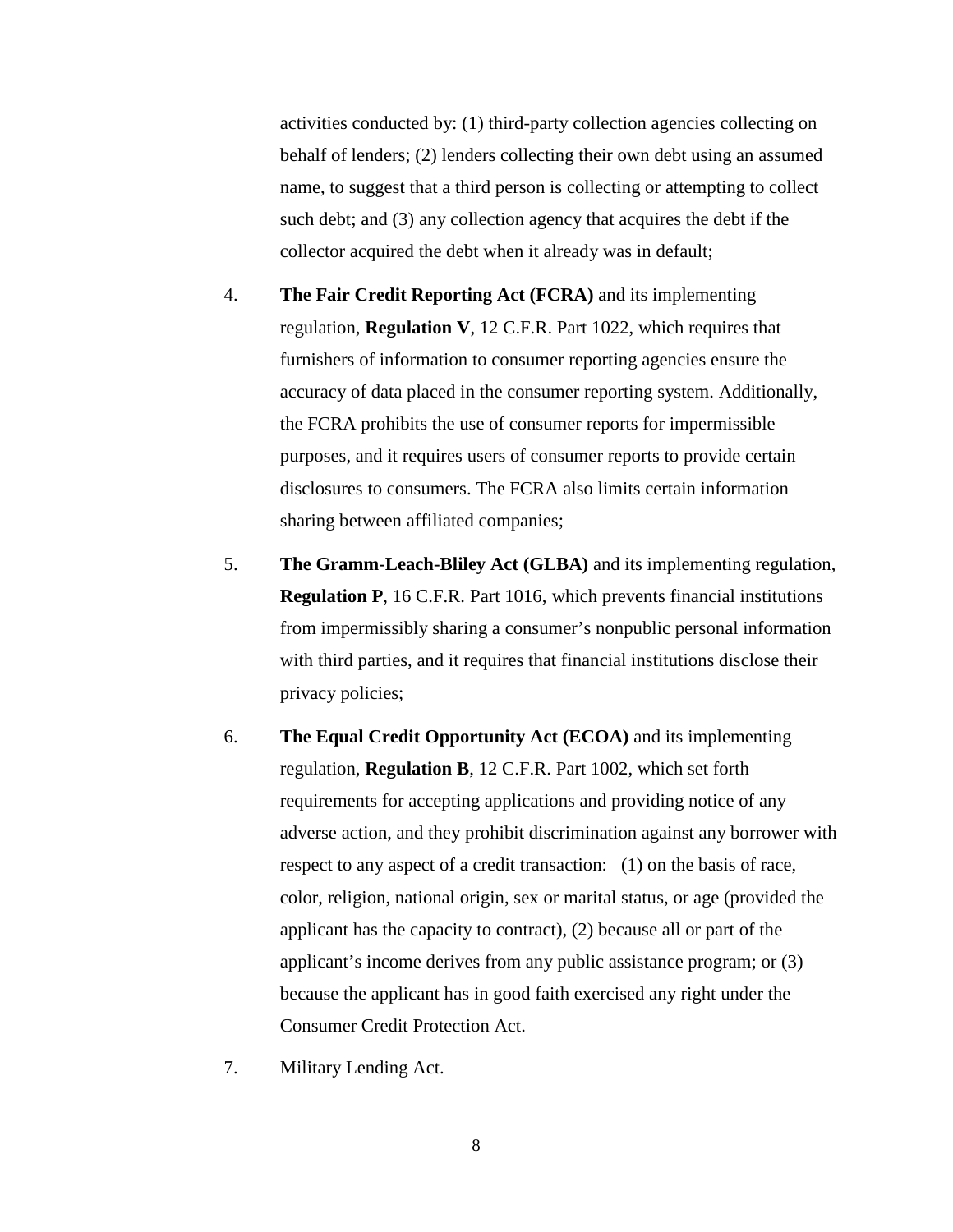activities conducted by: (1) third-party collection agencies collecting on behalf of lenders; (2) lenders collecting their own debt using an assumed name, to suggest that a third person is collecting or attempting to collect such debt; and (3) any collection agency that acquires the debt if the collector acquired the debt when it already was in default;

4. **The Fair Credit Reporting Act (FCRA)** and its implementing regulation, **Regulation V**, 12 C.F.R. Part 1022, which requires that furnishers of information to consumer reporting agencies ensure the accuracy of data placed in the consumer reporting system. Additionally, the FCRA prohibits the use of consumer reports for impermissible purposes, and it requires users of consumer reports to provide certain disclosures to consumers. The FCRA also limits certain information sharing between affiliated companies;

5. **The Gramm-Leach-Bliley Act (GLBA)** and its implementing regulation, **Regulation P**, 16 C.F.R. Part 1016, which prevents financial institutions from impermissibly sharing a consumer's nonpublic personal information with third parties, and it requires that financial institutions disclose their privacy policies;

6. **The Equal Credit Opportunity Act (ECOA)** and its implementing regulation, **Regulation B**, 12 C.F.R. Part 1002, which set forth requirements for accepting applications and providing notice of any adverse action, and they prohibit discrimination against any borrower with respect to any aspect of a credit transaction: (1) on the basis of race, color, religion, national origin, sex or marital status, or age (provided the applicant has the capacity to contract), (2) because all or part of the applicant's income derives from any public assistance program; or (3) because the applicant has in good faith exercised any right under the Consumer Credit Protection Act.

7. Military Lending Act.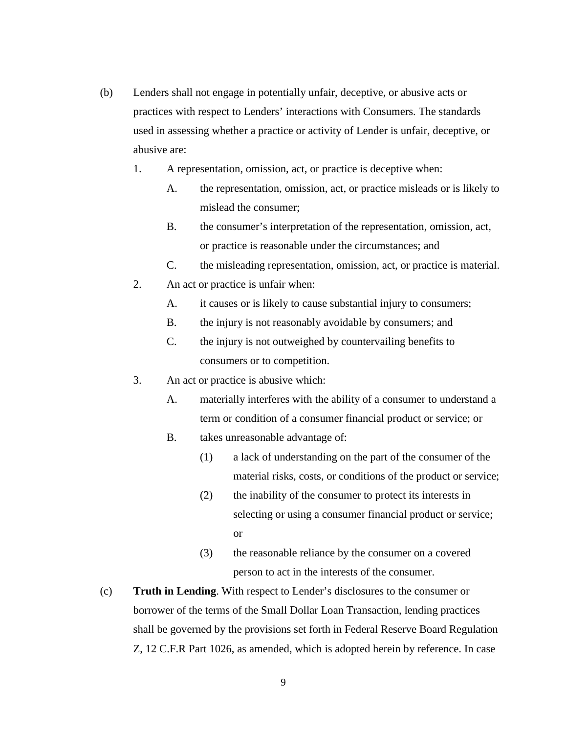(b) Lenders shall not engage in potentially unfair, deceptive, or abusive acts or practices with respect to Lenders' interactions with Consumers. The standards used in assessing whether a practice or activity of Lender is unfair, deceptive, or abusive are:

1. A representation, omission, act, or practice is deceptive when:

   A. the representation, omission, act, or practice misleads or is likely to mislead the consumer;

   B. the consumer's interpretation of the representation, omission, act, or practice is reasonable under the circumstances; and

   C. the misleading representation, omission, act, or practice is material.

2. An act or practice is unfair when:

   A. it causes or is likely to cause substantial injury to consumers;

   B. the injury is not reasonably avoidable by consumers; and

   C. the injury is not outweighed by countervailing benefits to consumers or to competition.

3. An act or practice is abusive which:

   A. materially interferes with the ability of a consumer to understand a term or condition of a consumer financial product or service; or

   B. takes unreasonable advantage of:

      (1) a lack of understanding on the part of the consumer of the material risks, costs, or conditions of the product or service;

      (2) the inability of the consumer to protect its interests in selecting or using a consumer financial product or service; or

      (3) the reasonable reliance by the consumer on a covered person to act in the interests of the consumer.

(c) **Truth in Lending**. With respect to Lender's disclosures to the consumer or borrower of the terms of the Small Dollar Loan Transaction, lending practices shall be governed by the provisions set forth in Federal Reserve Board Regulation Z, 12 C.F.R Part 1026, as amended, which is adopted herein by reference. In case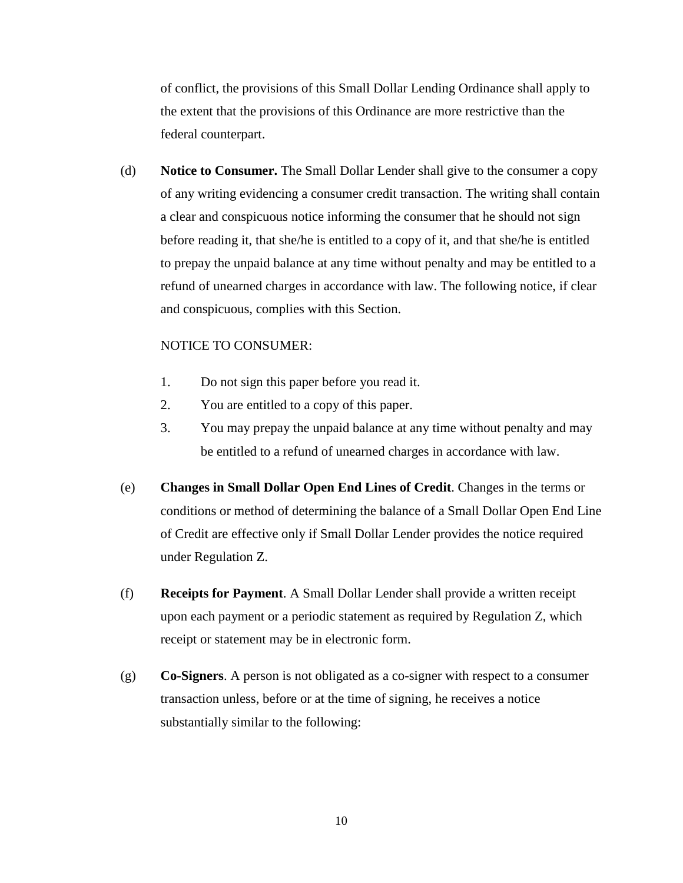of conflict, the provisions of this Small Dollar Lending Ordinance shall apply to the extent that the provisions of this Ordinance are more restrictive than the federal counterpart.

(d) **Notice to Consumer.** The Small Dollar Lender shall give to the consumer a copy of any writing evidencing a consumer credit transaction. The writing shall contain a clear and conspicuous notice informing the consumer that he should not sign before reading it, that she/he is entitled to a copy of it, and that she/he is entitled to prepay the unpaid balance at any time without penalty and may be entitled to a refund of unearned charges in accordance with law. The following notice, if clear and conspicuous, complies with this Section.

NOTICE TO CONSUMER:

1. Do not sign this paper before you read it.
2. You are entitled to a copy of this paper.
3. You may prepay the unpaid balance at any time without penalty and may be entitled to a refund of unearned charges in accordance with law.

(e) **Changes in Small Dollar Open End Lines of Credit**. Changes in the terms or conditions or method of determining the balance of a Small Dollar Open End Line of Credit are effective only if Small Dollar Lender provides the notice required under Regulation Z.

(f) **Receipts for Payment**. A Small Dollar Lender shall provide a written receipt upon each payment or a periodic statement as required by Regulation Z, which receipt or statement may be in electronic form.

(g) **Co-Signers**. A person is not obligated as a co-signer with respect to a consumer transaction unless, before or at the time of signing, he receives a notice substantially similar to the following: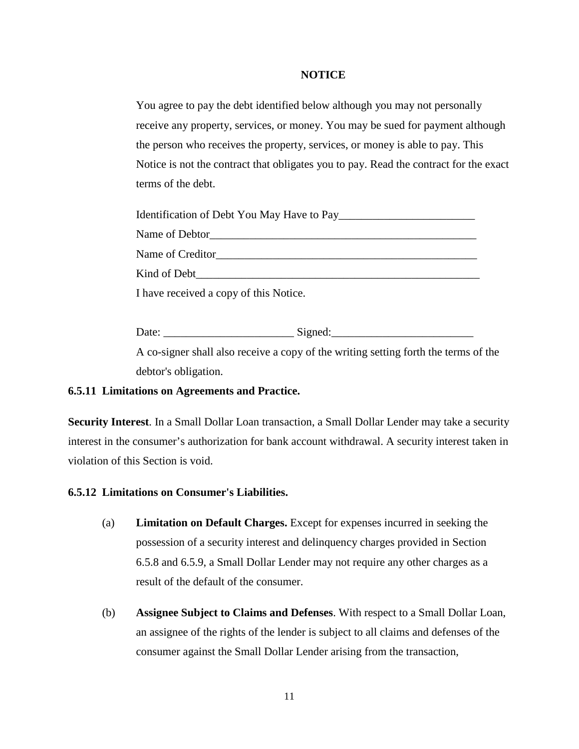**NOTICE**

You agree to pay the debt identified below although you may not personally receive any property, services, or money. You may be sued for payment although the person who receives the property, services, or money is able to pay. This Notice is not the contract that obligates you to pay. Read the contract for the exact terms of the debt.

Identification of Debt You May Have to Pay________________________

Name of Debtor_________________________________________________

Name of Creditor_______________________________________________

Kind of Debt___________________________________________________

I have received a copy of this Notice.

Date: _______________________ Signed:_________________________

A co-signer shall also receive a copy of the writing setting forth the terms of the debtor's obligation.

**6.5.11 Limitations on Agreements and Practice.**

**Security Interest**. In a Small Dollar Loan transaction, a Small Dollar Lender may take a security interest in the consumer's authorization for bank account withdrawal. A security interest taken in violation of this Section is void.

**6.5.12 Limitations on Consumer's Liabilities.**

(a) **Limitation on Default Charges.** Except for expenses incurred in seeking the possession of a security interest and delinquency charges provided in Section 6.5.8 and 6.5.9, a Small Dollar Lender may not require any other charges as a result of the default of the consumer.

(b) **Assignee Subject to Claims and Defenses**. With respect to a Small Dollar Loan, an assignee of the rights of the lender is subject to all claims and defenses of the consumer against the Small Dollar Lender arising from the transaction,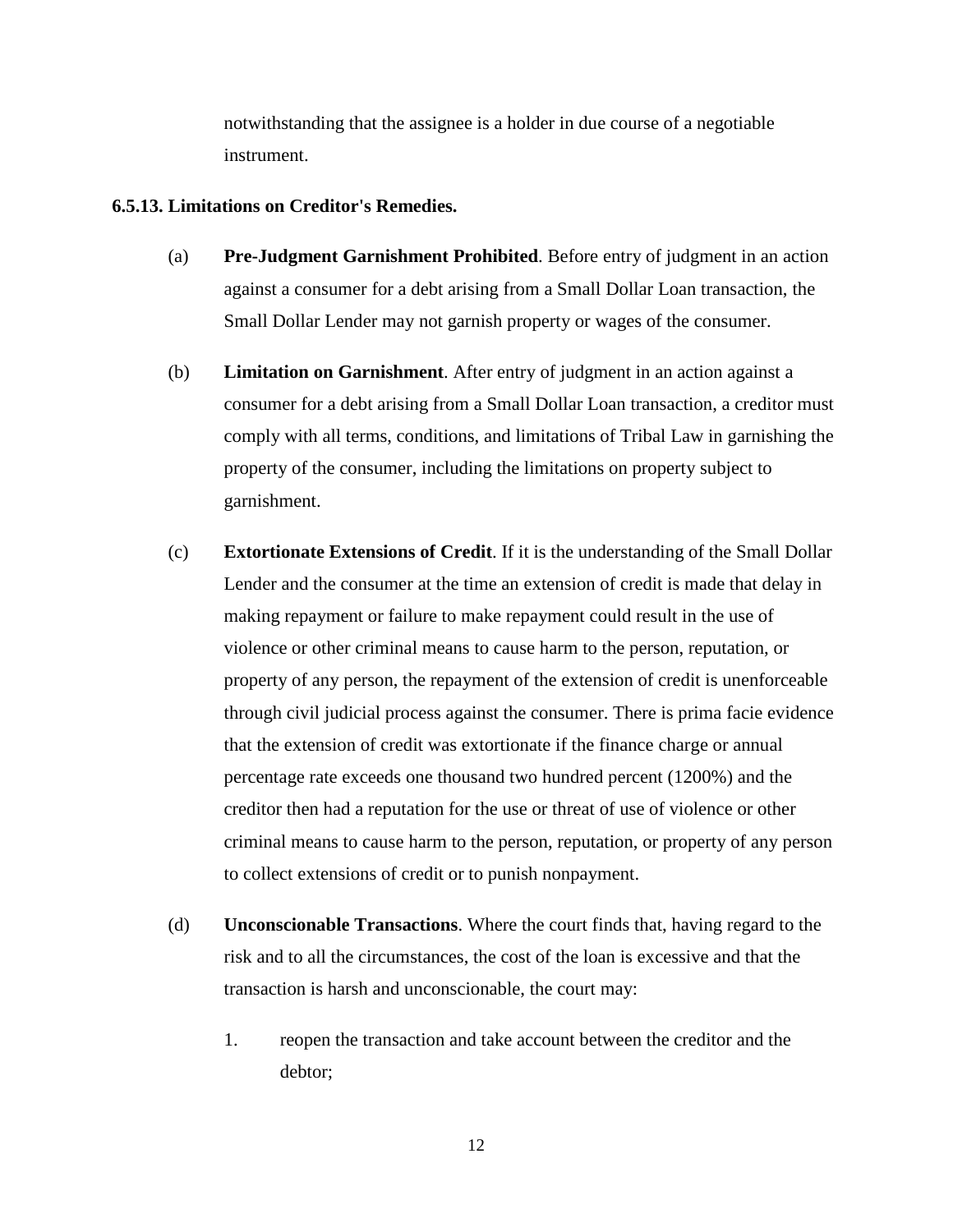notwithstanding that the assignee is a holder in due course of a negotiable instrument.

### 6.5.13. Limitations on Creditor's Remedies.

(a) **Pre-Judgment Garnishment Prohibited**. Before entry of judgment in an action against a consumer for a debt arising from a Small Dollar Loan transaction, the Small Dollar Lender may not garnish property or wages of the consumer.

(b) **Limitation on Garnishment**. After entry of judgment in an action against a consumer for a debt arising from a Small Dollar Loan transaction, a creditor must comply with all terms, conditions, and limitations of Tribal Law in garnishing the property of the consumer, including the limitations on property subject to garnishment.

(c) **Extortionate Extensions of Credit**. If it is the understanding of the Small Dollar Lender and the consumer at the time an extension of credit is made that delay in making repayment or failure to make repayment could result in the use of violence or other criminal means to cause harm to the person, reputation, or property of any person, the repayment of the extension of credit is unenforceable through civil judicial process against the consumer. There is prima facie evidence that the extension of credit was extortionate if the finance charge or annual percentage rate exceeds one thousand two hundred percent (1200%) and the creditor then had a reputation for the use or threat of use of violence or other criminal means to cause harm to the person, reputation, or property of any person to collect extensions of credit or to punish nonpayment.

(d) **Unconscionable Transactions**. Where the court finds that, having regard to the risk and to all the circumstances, the cost of the loan is excessive and that the transaction is harsh and unconscionable, the court may:

1. reopen the transaction and take account between the creditor and the debtor;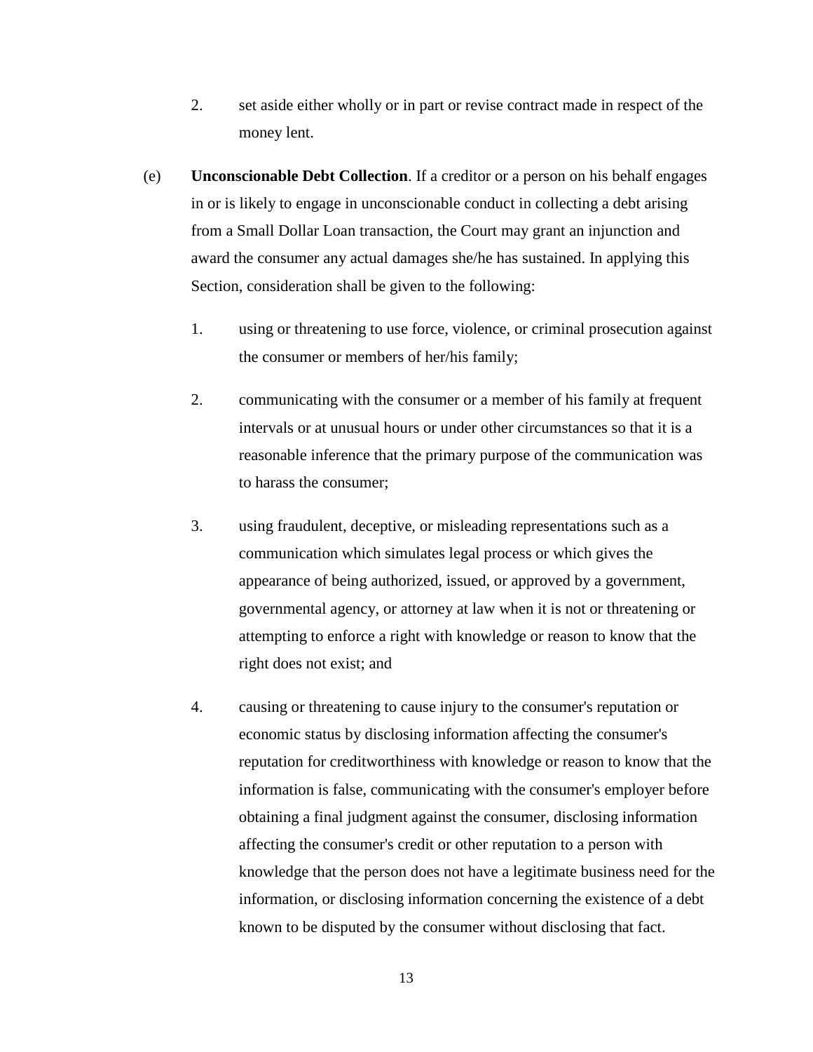2. set aside either wholly or in part or revise contract made in respect of the money lent.

(e) **Unconscionable Debt Collection**. If a creditor or a person on his behalf engages in or is likely to engage in unconscionable conduct in collecting a debt arising from a Small Dollar Loan transaction, the Court may grant an injunction and award the consumer any actual damages she/he has sustained. In applying this Section, consideration shall be given to the following:

1. using or threatening to use force, violence, or criminal prosecution against the consumer or members of her/his family;

2. communicating with the consumer or a member of his family at frequent intervals or at unusual hours or under other circumstances so that it is a reasonable inference that the primary purpose of the communication was to harass the consumer;

3. using fraudulent, deceptive, or misleading representations such as a communication which simulates legal process or which gives the appearance of being authorized, issued, or approved by a government, governmental agency, or attorney at law when it is not or threatening or attempting to enforce a right with knowledge or reason to know that the right does not exist; and

4. causing or threatening to cause injury to the consumer's reputation or economic status by disclosing information affecting the consumer's reputation for creditworthiness with knowledge or reason to know that the information is false, communicating with the consumer's employer before obtaining a final judgment against the consumer, disclosing information affecting the consumer's credit or other reputation to a person with knowledge that the person does not have a legitimate business need for the information, or disclosing information concerning the existence of a debt known to be disputed by the consumer without disclosing that fact.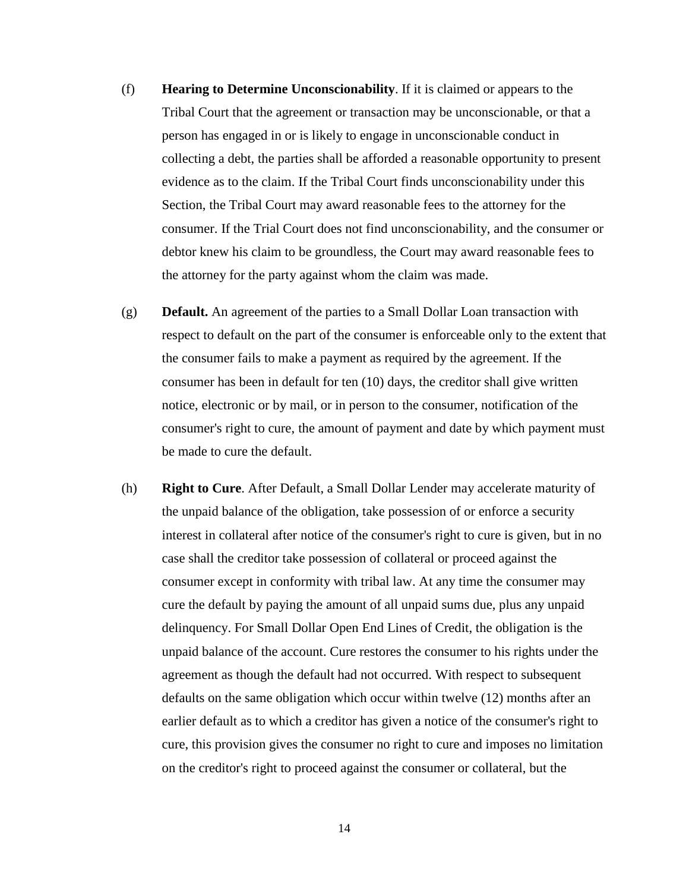(f) **Hearing to Determine Unconscionability**. If it is claimed or appears to the Tribal Court that the agreement or transaction may be unconscionable, or that a person has engaged in or is likely to engage in unconscionable conduct in collecting a debt, the parties shall be afforded a reasonable opportunity to present evidence as to the claim. If the Tribal Court finds unconscionability under this Section, the Tribal Court may award reasonable fees to the attorney for the consumer. If the Trial Court does not find unconscionability, and the consumer or debtor knew his claim to be groundless, the Court may award reasonable fees to the attorney for the party against whom the claim was made.

(g) **Default.** An agreement of the parties to a Small Dollar Loan transaction with respect to default on the part of the consumer is enforceable only to the extent that the consumer fails to make a payment as required by the agreement. If the consumer has been in default for ten (10) days, the creditor shall give written notice, electronic or by mail, or in person to the consumer, notification of the consumer's right to cure, the amount of payment and date by which payment must be made to cure the default.

(h) **Right to Cure**. After Default, a Small Dollar Lender may accelerate maturity of the unpaid balance of the obligation, take possession of or enforce a security interest in collateral after notice of the consumer's right to cure is given, but in no case shall the creditor take possession of collateral or proceed against the consumer except in conformity with tribal law. At any time the consumer may cure the default by paying the amount of all unpaid sums due, plus any unpaid delinquency. For Small Dollar Open End Lines of Credit, the obligation is the unpaid balance of the account. Cure restores the consumer to his rights under the agreement as though the default had not occurred. With respect to subsequent defaults on the same obligation which occur within twelve (12) months after an earlier default as to which a creditor has given a notice of the consumer's right to cure, this provision gives the consumer no right to cure and imposes no limitation on the creditor's right to proceed against the consumer or collateral, but the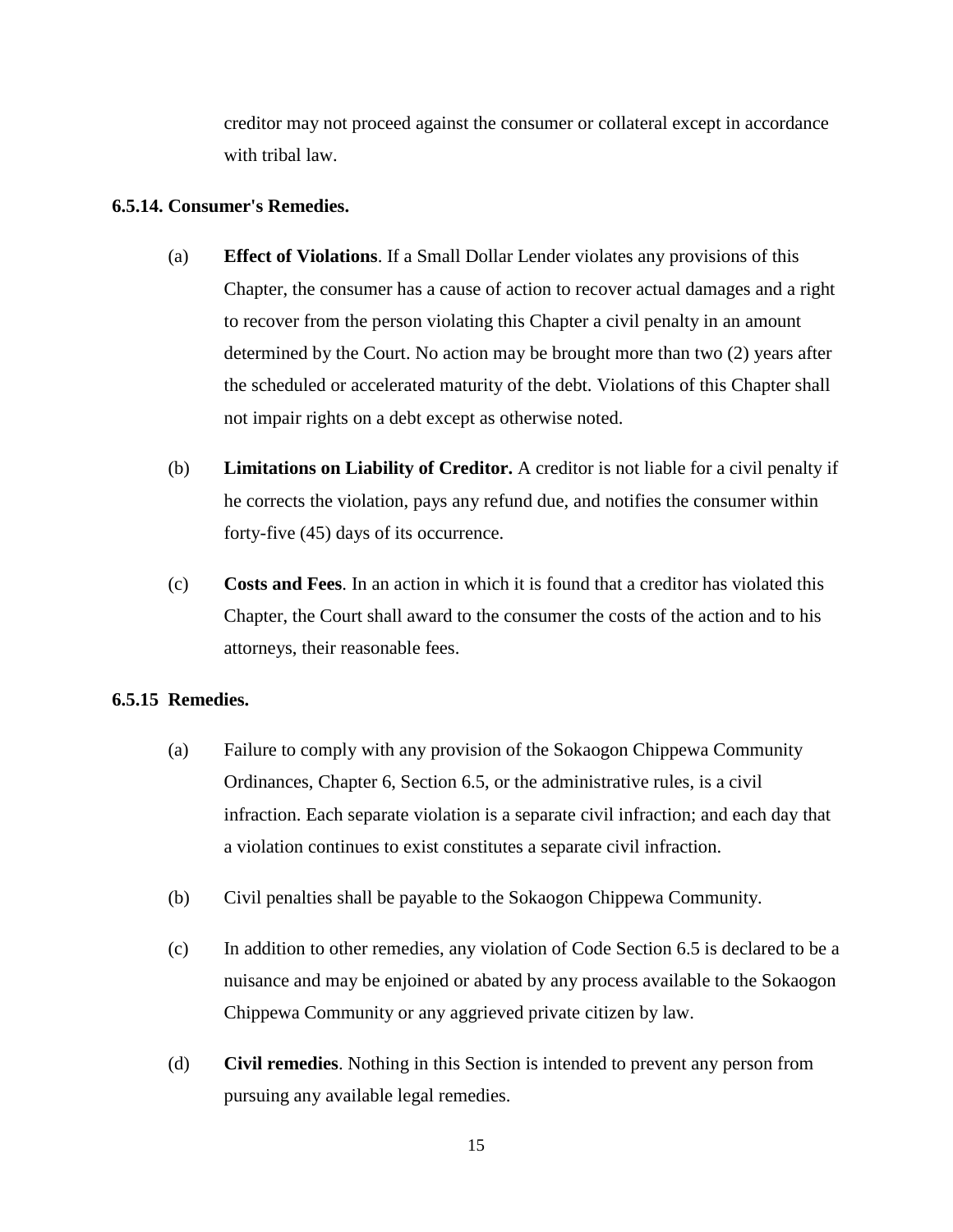creditor may not proceed against the consumer or collateral except in accordance with tribal law.

**6.5.14. Consumer's Remedies.**

(a) **Effect of Violations**. If a Small Dollar Lender violates any provisions of this Chapter, the consumer has a cause of action to recover actual damages and a right to recover from the person violating this Chapter a civil penalty in an amount determined by the Court. No action may be brought more than two (2) years after the scheduled or accelerated maturity of the debt. Violations of this Chapter shall not impair rights on a debt except as otherwise noted.

(b) **Limitations on Liability of Creditor.** A creditor is not liable for a civil penalty if he corrects the violation, pays any refund due, and notifies the consumer within forty-five (45) days of its occurrence.

(c) **Costs and Fees**. In an action in which it is found that a creditor has violated this Chapter, the Court shall award to the consumer the costs of the action and to his attorneys, their reasonable fees.

**6.5.15 Remedies.**

(a) Failure to comply with any provision of the Sokaogon Chippewa Community Ordinances, Chapter 6, Section 6.5, or the administrative rules, is a civil infraction. Each separate violation is a separate civil infraction; and each day that a violation continues to exist constitutes a separate civil infraction.

(b) Civil penalties shall be payable to the Sokaogon Chippewa Community.

(c) In addition to other remedies, any violation of Code Section 6.5 is declared to be a nuisance and may be enjoined or abated by any process available to the Sokaogon Chippewa Community or any aggrieved private citizen by law.

(d) **Civil remedies**. Nothing in this Section is intended to prevent any person from pursuing any available legal remedies.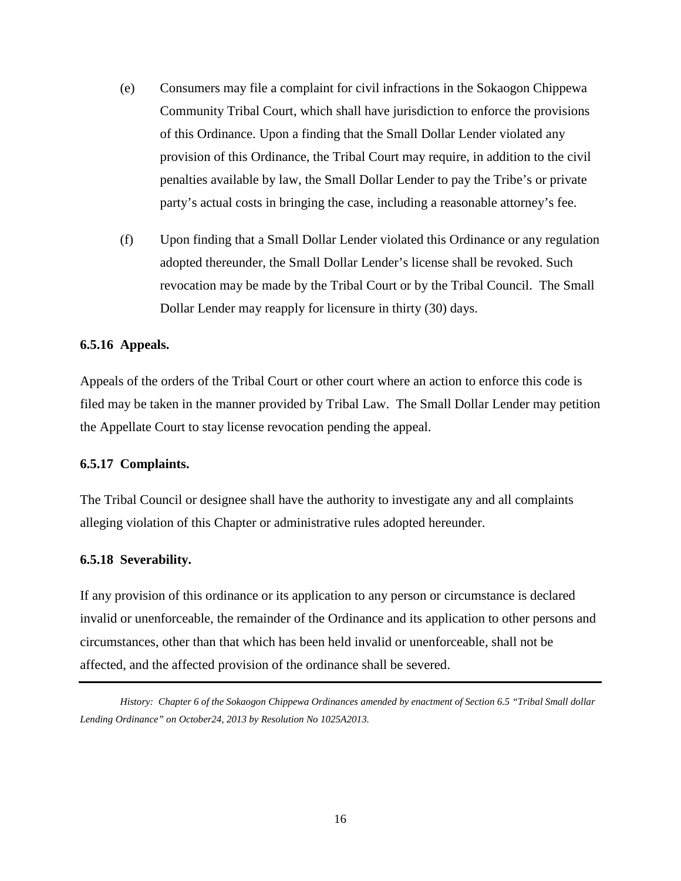(e) Consumers may file a complaint for civil infractions in the Sokaogon Chippewa Community Tribal Court, which shall have jurisdiction to enforce the provisions of this Ordinance. Upon a finding that the Small Dollar Lender violated any provision of this Ordinance, the Tribal Court may require, in addition to the civil penalties available by law, the Small Dollar Lender to pay the Tribe's or private party's actual costs in bringing the case, including a reasonable attorney's fee.

(f) Upon finding that a Small Dollar Lender violated this Ordinance or any regulation adopted thereunder, the Small Dollar Lender's license shall be revoked. Such revocation may be made by the Tribal Court or by the Tribal Council. The Small Dollar Lender may reapply for licensure in thirty (30) days.

**6.5.16 Appeals.**

Appeals of the orders of the Tribal Court or other court where an action to enforce this code is filed may be taken in the manner provided by Tribal Law. The Small Dollar Lender may petition the Appellate Court to stay license revocation pending the appeal.

**6.5.17 Complaints.**

The Tribal Council or designee shall have the authority to investigate any and all complaints alleging violation of this Chapter or administrative rules adopted hereunder.

**6.5.18 Severability.**

If any provision of this ordinance or its application to any person or circumstance is declared invalid or unenforceable, the remainder of the Ordinance and its application to other persons and circumstances, other than that which has been held invalid or unenforceable, shall not be affected, and the affected provision of the ordinance shall be severed.

---

*History: Chapter 6 of the Sokaogon Chippewa Ordinances amended by enactment of Section 6.5 "Tribal Small dollar Lending Ordinance" on October24, 2013 by Resolution No 1025A2013.*